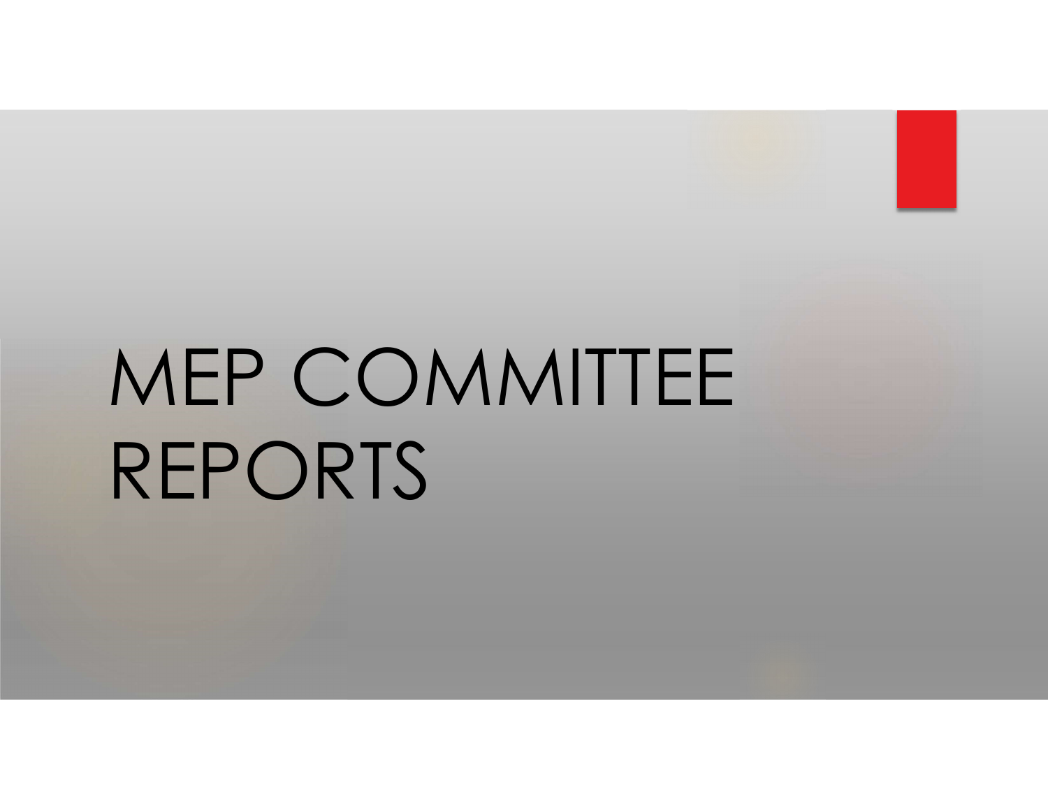# MEP COMMITTEE REPORTS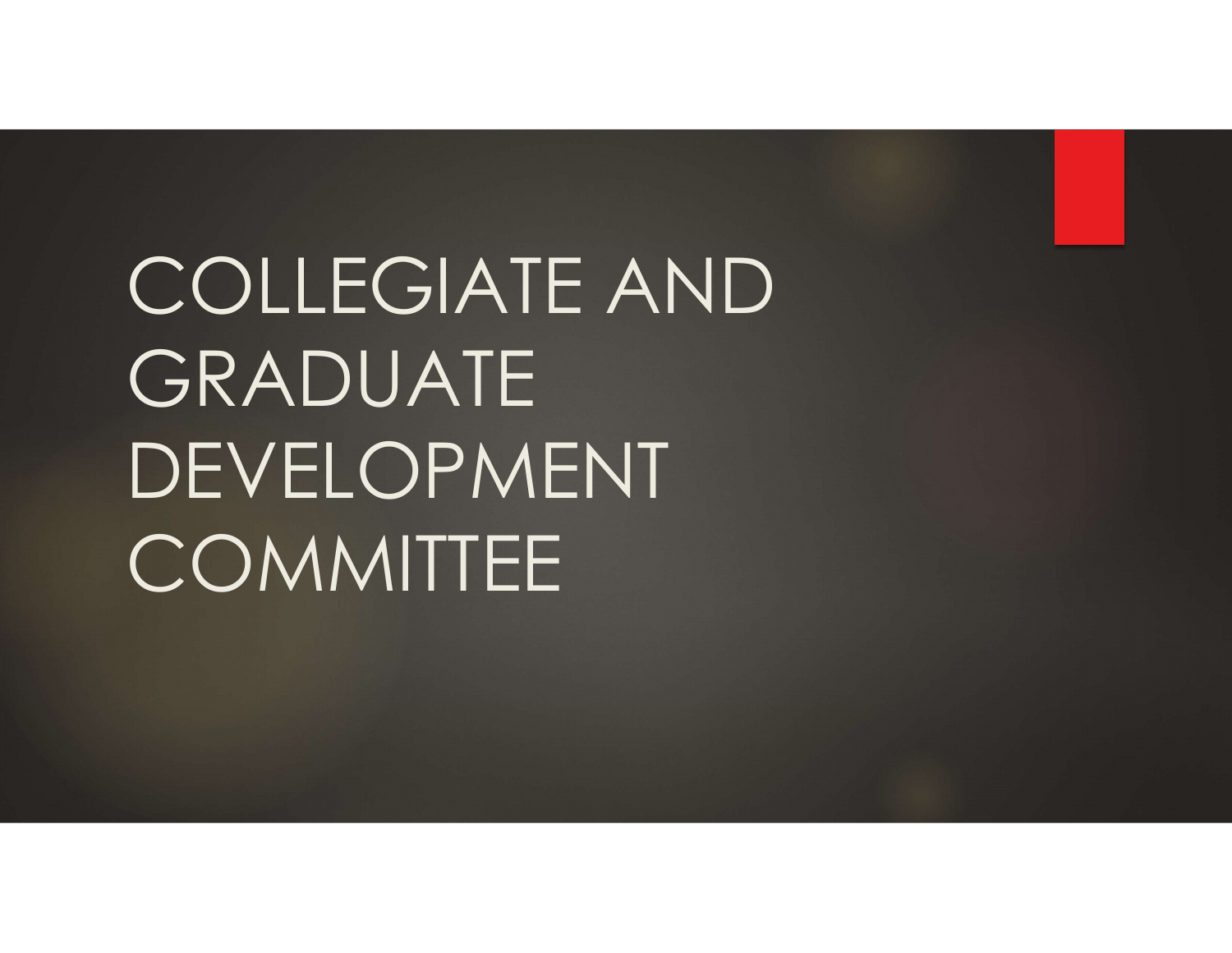# COLLEGIATE AND GRADUATE DEVELOPMENT COMMITTEE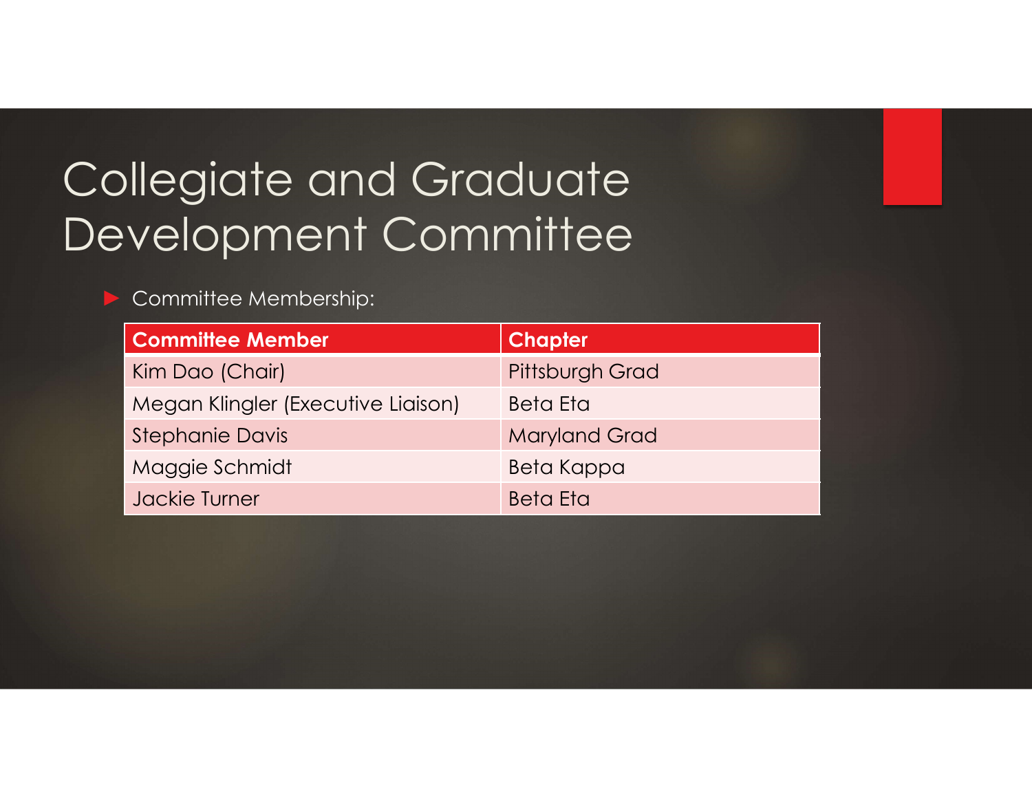# Collegiate and Graduate Development Committee

- Committee Membership:

| Committee Member | Chapter |
|---|---|
| Kim Dao (Chair) | Pittsburgh Grad |
| Megan Klingler (Executive Liaison) | Beta Eta |
| Stephanie Davis | Maryland Grad |
| Maggie Schmidt | Beta Kappa |
| Jackie Turner | Beta Eta |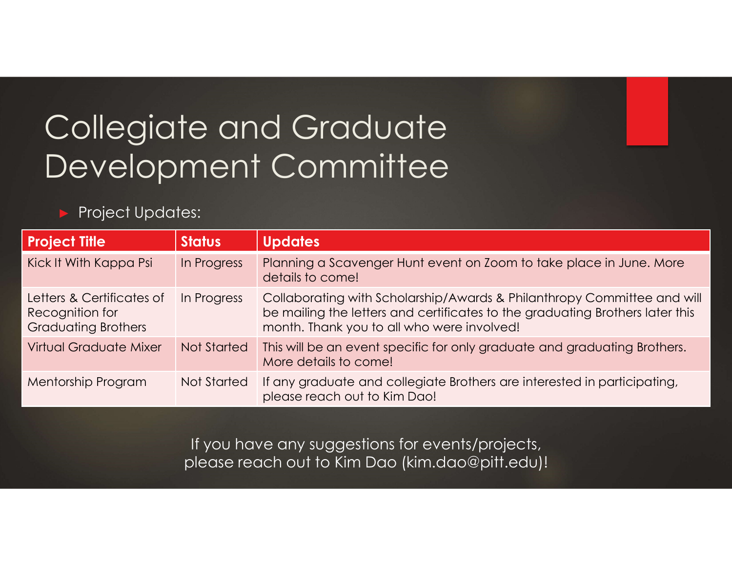# Collegiate and Graduate Development Committee

- Project Updates:

| Project Title | Status | Updates |
| --- | --- | --- |
| Kick It With Kappa Psi | In Progress | Planning a Scavenger Hunt event on Zoom to take place in June. More details to come! |
| Letters & Certificates of Recognition for Graduating Brothers | In Progress | Collaborating with Scholarship/Awards & Philanthropy Committee and will be mailing the letters and certificates to the graduating Brothers later this month. Thank you to all who were involved! |
| Virtual Graduate Mixer | Not Started | This will be an event specific for only graduate and graduating Brothers. More details to come! |
| Mentorship Program | Not Started | If any graduate and collegiate Brothers are interested in participating, please reach out to Kim Dao! |

If you have any suggestions for events/projects, please reach out to Kim Dao (kim.dao@pitt.edu)!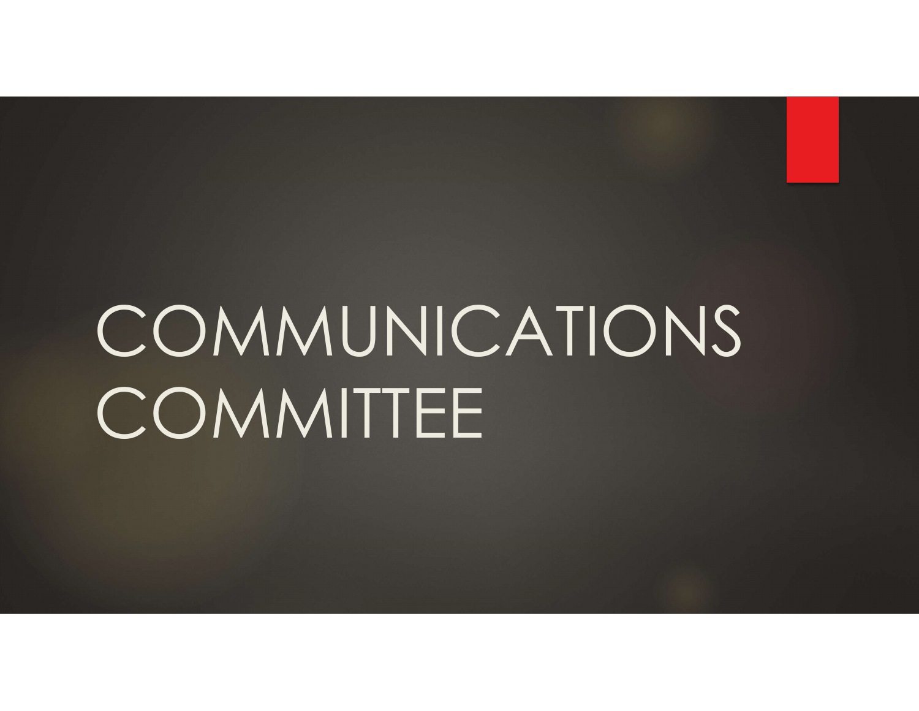# COMMUNICATIONS COMMITTEE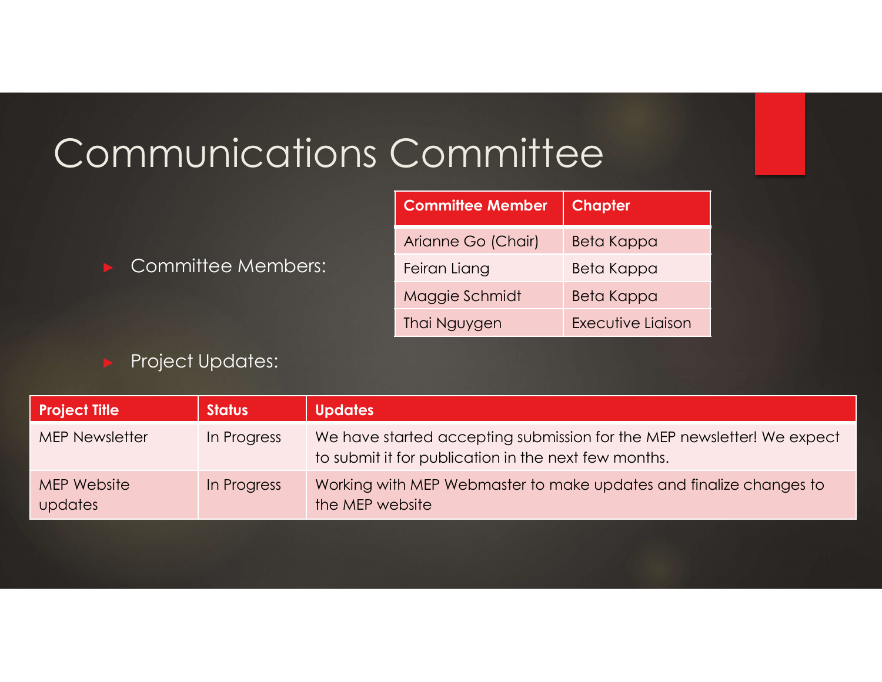# Communications Committee

- Committee Members:

| Committee Member | Chapter |
|---|---|
| Arianne Go (Chair) | Beta Kappa |
| Feiran Liang | Beta Kappa |
| Maggie Schmidt | Beta Kappa |
| Thai Nguygen | Executive Liaison |

- Project Updates:

| Project Title | Status | Updates |
|---|---|---|
| MEP Newsletter | In Progress | We have started accepting submission for the MEP newsletter! We expect to submit it for publication in the next few months. |
| MEP Website updates | In Progress | Working with MEP Webmaster to make updates and finalize changes to the MEP website |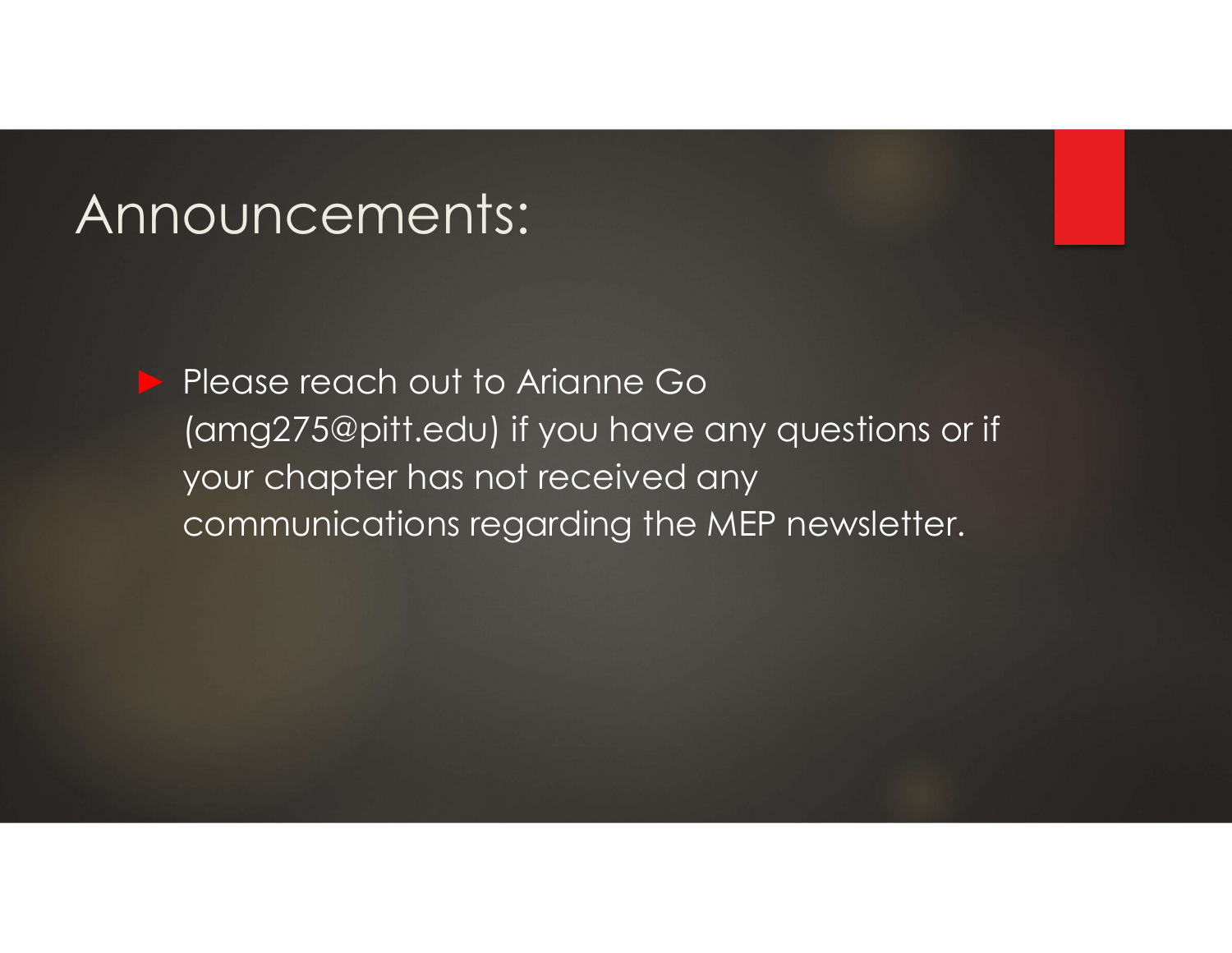# Announcements:

- Please reach out to Arianne Go (amg275@pitt.edu) if you have any questions or if your chapter has not received any communications regarding the MEP newsletter.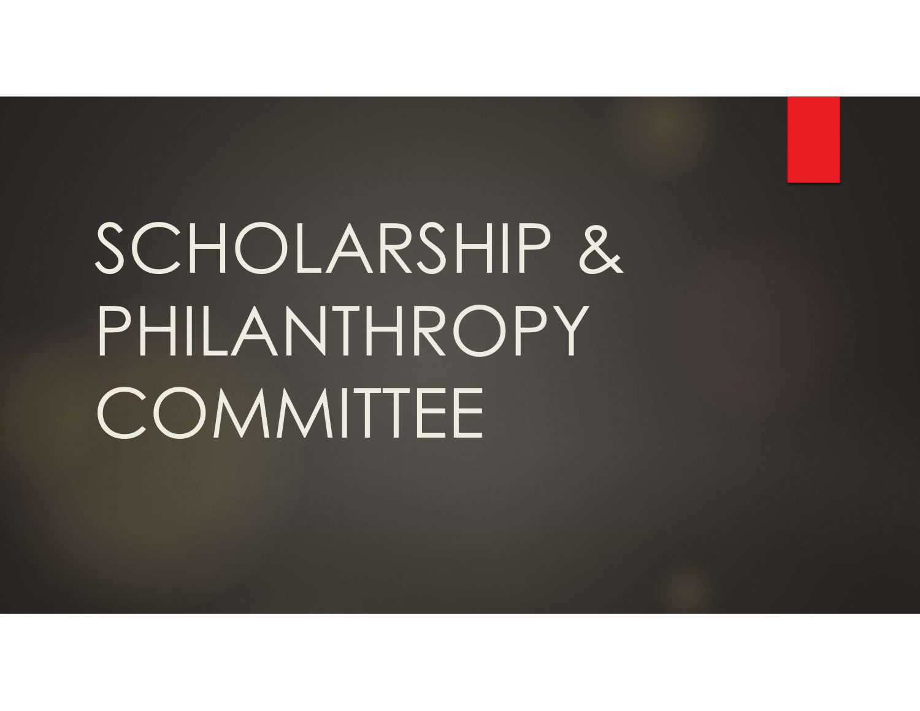# SCHOLARSHIP & PHILANTHROPY COMMITTEE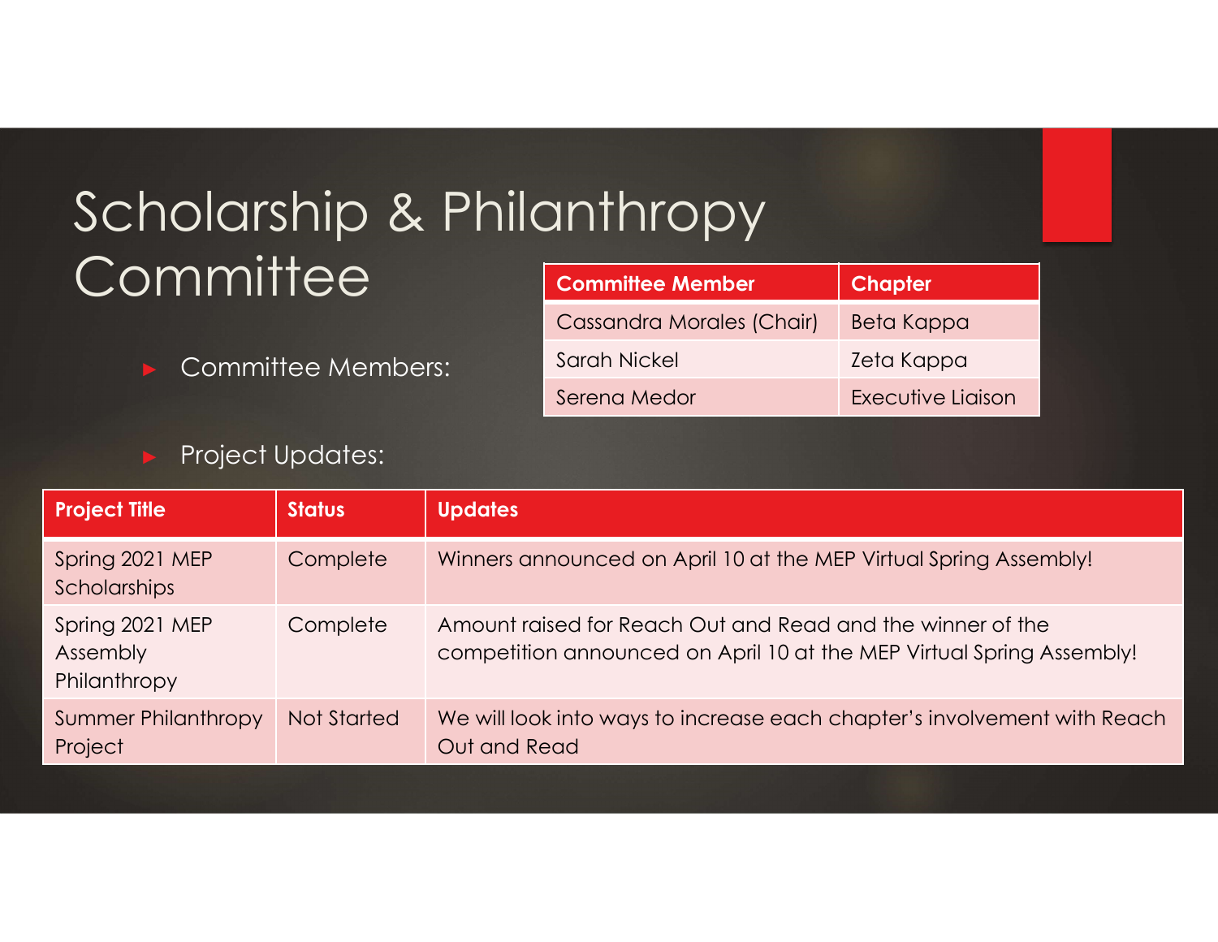# Scholarship & Philanthropy Committee

- Committee Members:

| Committee Member | Chapter |
| --- | --- |
| Cassandra Morales (Chair) | Beta Kappa |
| Sarah Nickel | Zeta Kappa |
| Serena Medor | Executive Liaison |

- Project Updates:

| Project Title | Status | Updates |
| --- | --- | --- |
| Spring 2021 MEP Scholarships | Complete | Winners announced on April 10 at the MEP Virtual Spring Assembly! |
| Spring 2021 MEP Assembly Philanthropy | Complete | Amount raised for Reach Out and Read and the winner of the competition announced on April 10 at the MEP Virtual Spring Assembly! |
| Summer Philanthropy Project | Not Started | We will look into ways to increase each chapter's involvement with Reach Out and Read |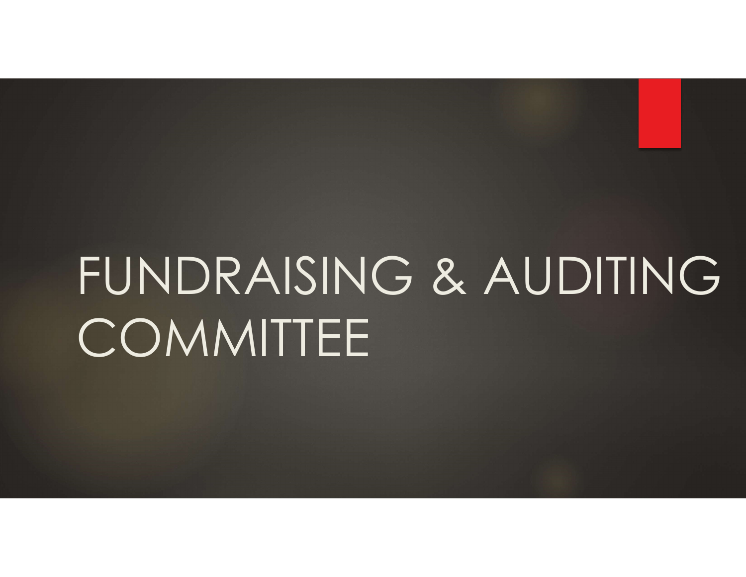# FUNDRAISING & AUDITING COMMITTEE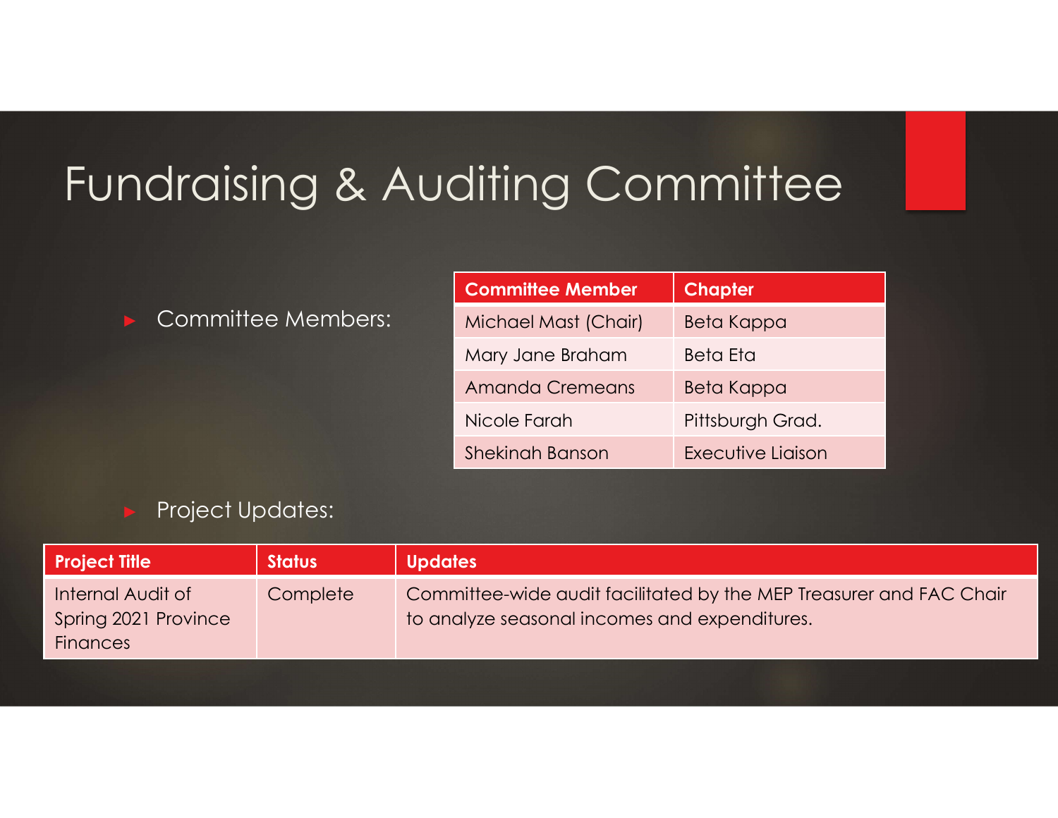# Fundraising & Auditing Committee

- Committee Members:

| Committee Member | Chapter |
|---|---|
| Michael Mast (Chair) | Beta Kappa |
| Mary Jane Braham | Beta Eta |
| Amanda Cremeans | Beta Kappa |
| Nicole Farah | Pittsburgh Grad. |
| Shekinah Banson | Executive Liaison |

- Project Updates:

| Project Title | Status | Updates |
|---|---|---|
| Internal Audit of Spring 2021 Province Finances | Complete | Committee-wide audit facilitated by the MEP Treasurer and FAC Chair to analyze seasonal incomes and expenditures. |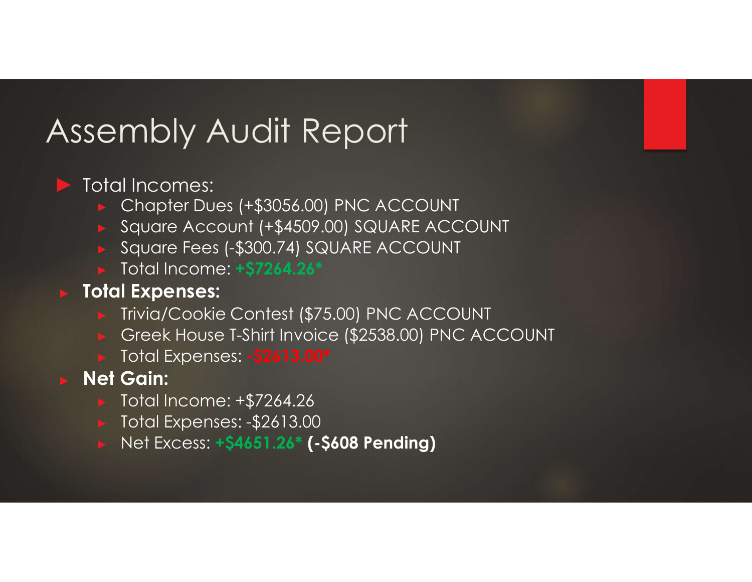# Assembly Audit Report

- Total Incomes:
  - Chapter Dues (+$3056.00) PNC ACCOUNT
  - Square Account (+$4509.00) SQUARE ACCOUNT
  - Square Fees (-$300.74) SQUARE ACCOUNT
  - Total Income: **+$7264.26***
- **Total Expenses:**
  - Trivia/Cookie Contest ($75.00) PNC ACCOUNT
  - Greek House T-Shirt Invoice ($2538.00) PNC ACCOUNT
  - Total Expenses: **-$2613.00***
- **Net Gain:**
  - Total Income: +$7264.26
  - Total Expenses: -$2613.00
  - Net Excess: **+$4651.26*** **(-$608 Pending)**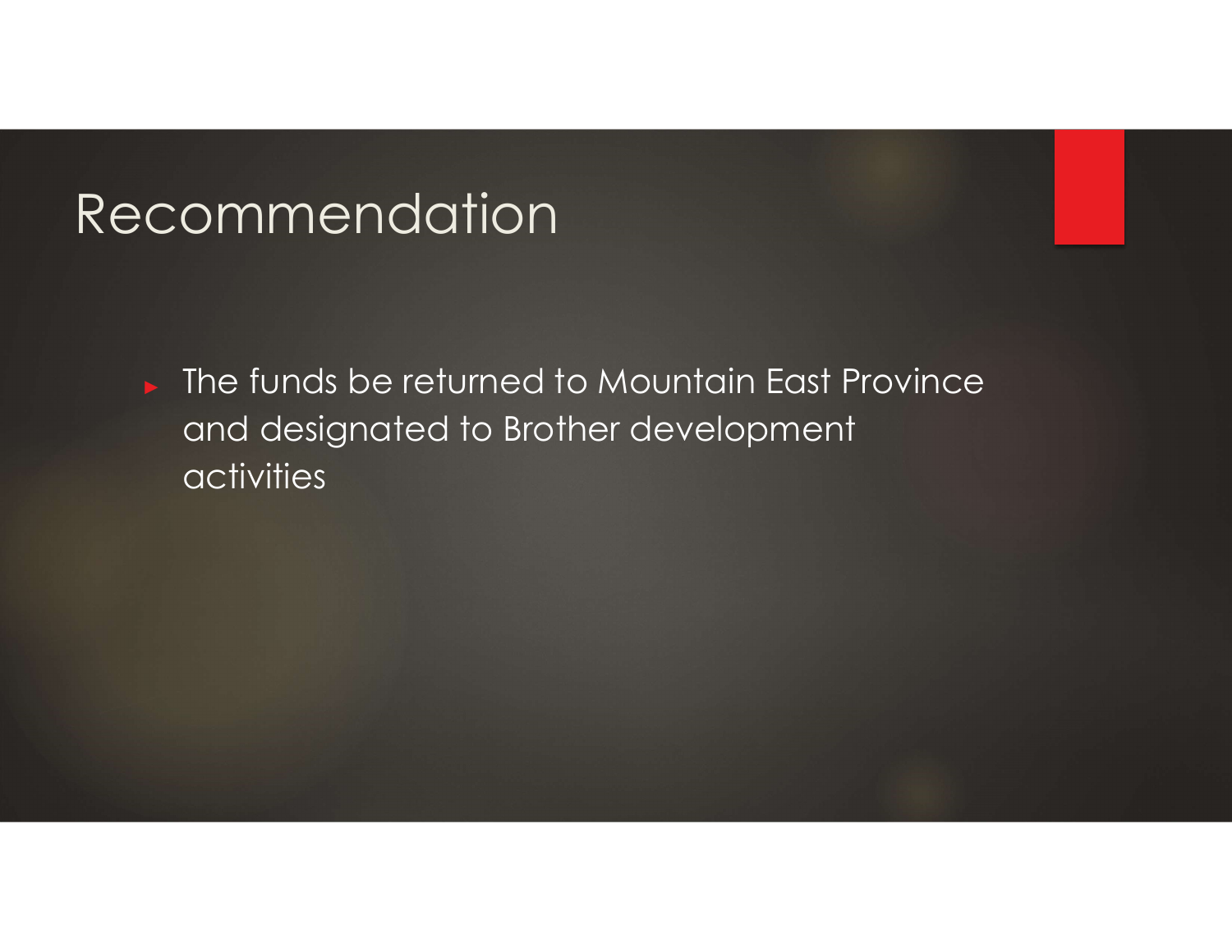# Recommendation

- The funds be returned to Mountain East Province and designated to Brother development activities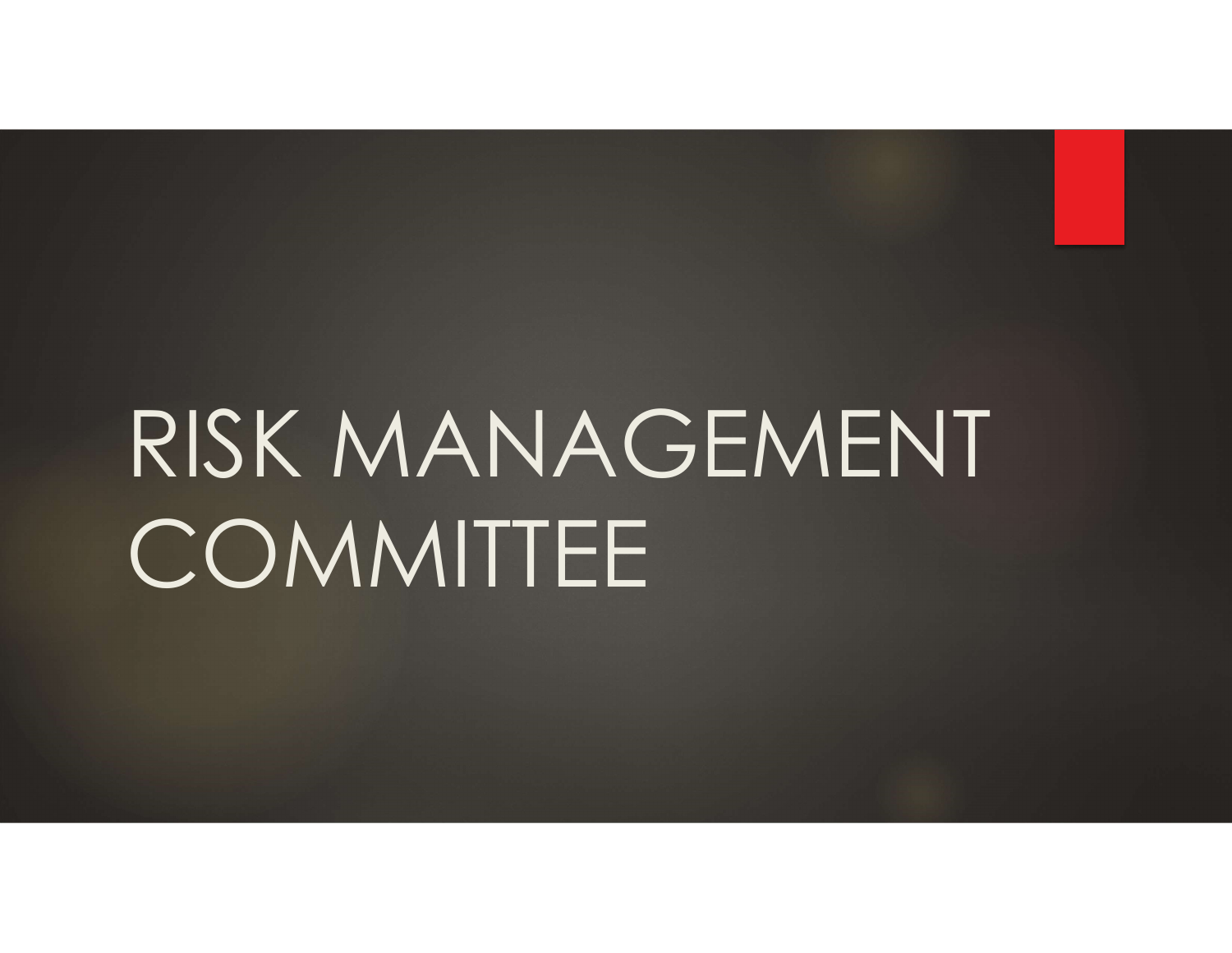# RISK MANAGEMENT COMMITTEE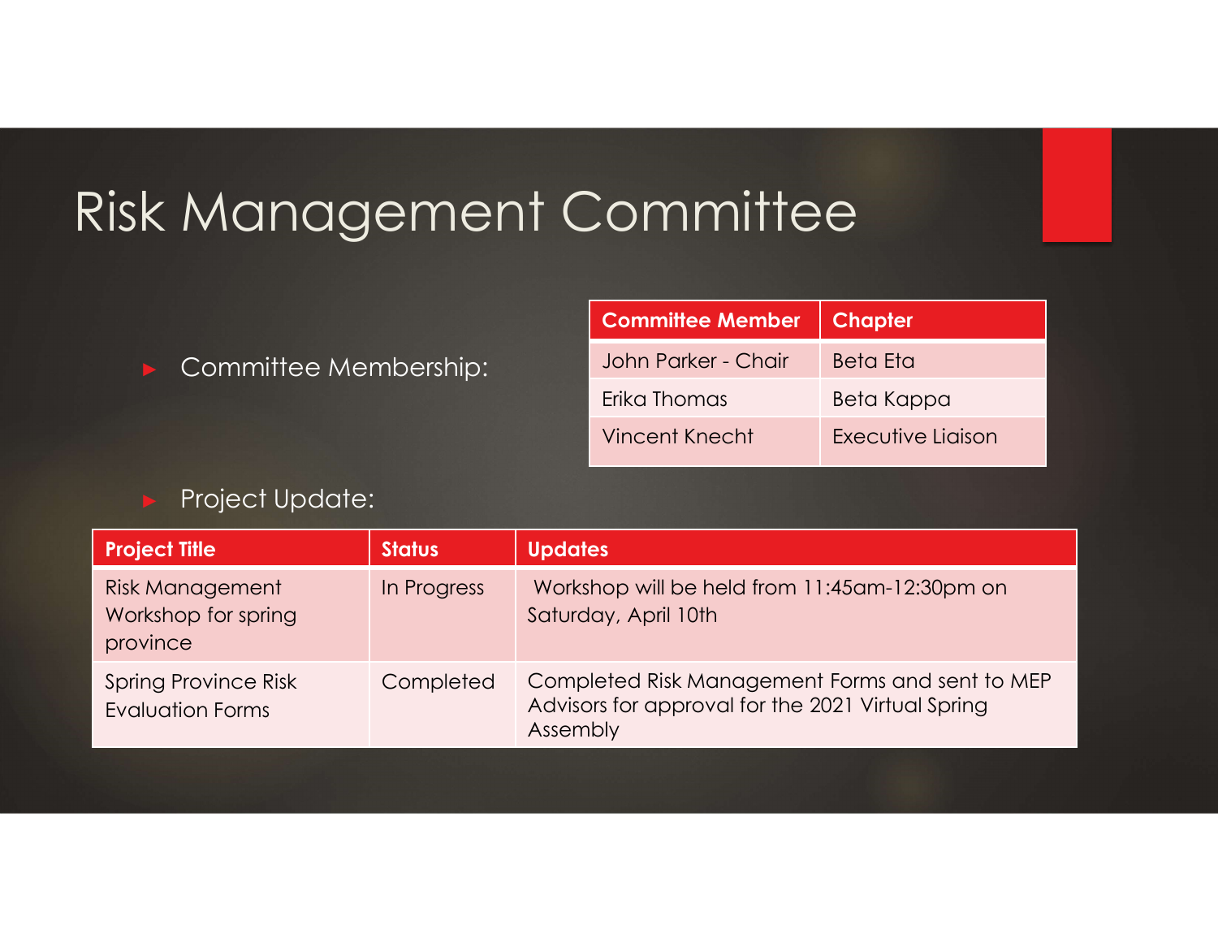# Risk Management Committee

- Committee Membership:

| Committee Member | Chapter |
|---|---|
| John Parker - Chair | Beta Eta |
| Erika Thomas | Beta Kappa |
| Vincent Knecht | Executive Liaison |

- Project Update:

| Project Title | Status | Updates |
|---|---|---|
| Risk Management Workshop for spring province | In Progress | Workshop will be held from 11:45am-12:30pm on Saturday, April 10th |
| Spring Province Risk Evaluation Forms | Completed | Completed Risk Management Forms and sent to MEP Advisors for approval for the 2021 Virtual Spring Assembly |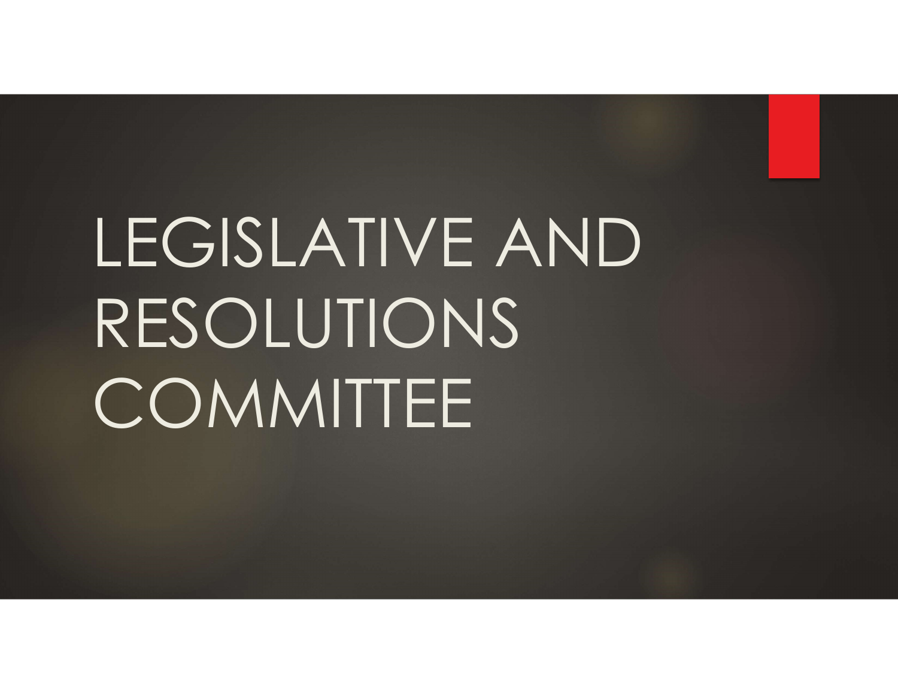# LEGISLATIVE AND RESOLUTIONS COMMITTEE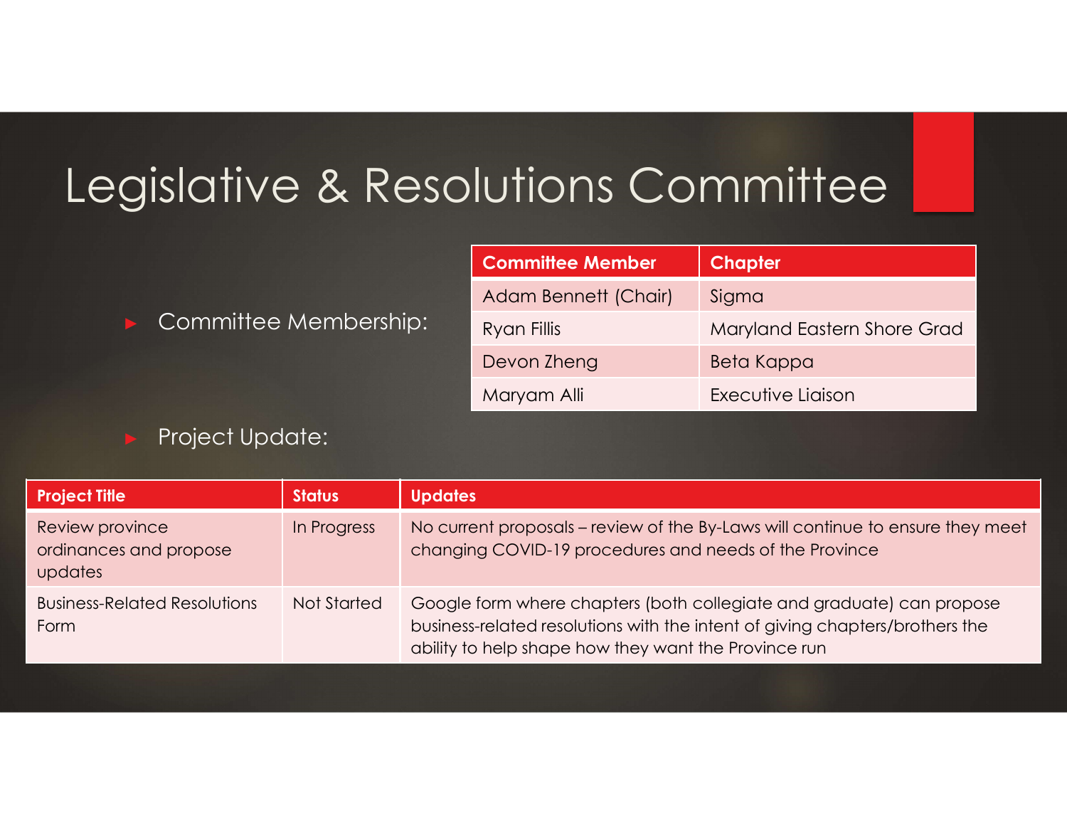# Legislative & Resolutions Committee

- Committee Membership:

| Committee Member | Chapter |
|---|---|
| Adam Bennett (Chair) | Sigma |
| Ryan Fillis | Maryland Eastern Shore Grad |
| Devon Zheng | Beta Kappa |
| Maryam Alli | Executive Liaison |

- Project Update:

| Project Title | Status | Updates |
|---|---|---|
| Review province ordinances and propose updates | In Progress | No current proposals – review of the By-Laws will continue to ensure they meet changing COVID-19 procedures and needs of the Province |
| Business-Related Resolutions Form | Not Started | Google form where chapters (both collegiate and graduate) can propose business-related resolutions with the intent of giving chapters/brothers the ability to help shape how they want the Province run |